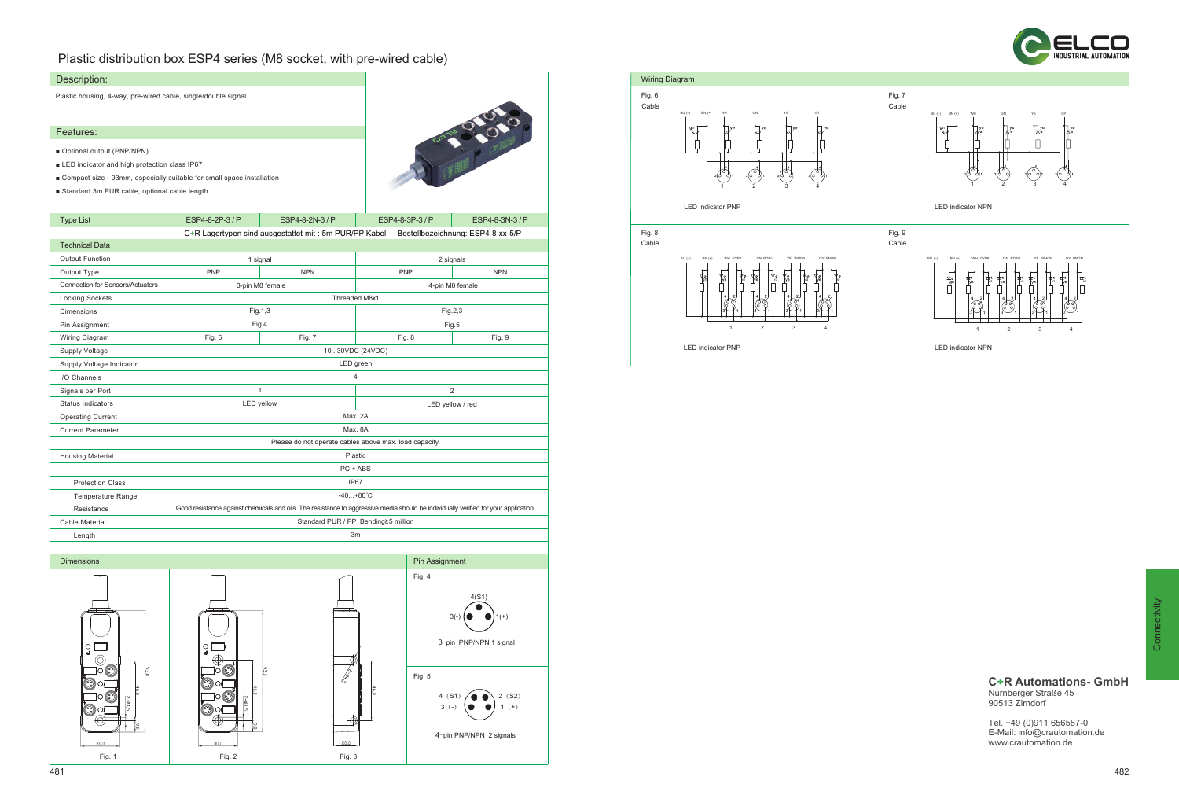# Plastic distribution box ESP4 series (M8 socket, with pre-wired cable)

## Description:

Plastic housing, 4-way, pre-wired cable, single/double signal.

## Features:

- Optional output (PNP/NPN)
- LED indicator and high protection class IP67
- Compact size - 93mm, especially suitable for small space installation
- Standard 3m PUR cable, optional cable length

| Type List | ESP4-8-2P-3 / P | ESP4-8-2N-3 / P | ESP4-8-3P-3 / P | ESP4-8-3N-3 / P |
|---|---|---|---|---|
| | C+R Lagertypen sind ausgestattet mit : 5m PUR/PP Kabel - Bestellbezeichnung: ESP4-8-xx-5/P | | | |
| **Technical Data** | | | | |
| Output Function | 1 signal | | 2 signals | |
| Output Type | PNP | NPN | PNP | NPN |
| Connection for Sensors/Actuators | 3-pin M8 female | | 4-pin M8 female | |
| Locking Sockets | Threaded M8x1 | | | |
| Dimensions | Fig.1,3 | | Fig.2,3 | |
| Pin Assignment | Fig.4 | | Fig.5 | |
| Wiring Diagram | Fig. 6 | Fig. 7 | Fig. 8 | Fig. 9 |
| Supply Voltage | 10...30VDC (24VDC) | | | |
| Supply Voltage Indicator | LED green | | | |
| I/O Channels | 4 | | | |
| Signals per Port | 1 | | 2 | |
| Status Indicators | LED yellow | | LED yellow / red | |
| Operating Current | Max. 2A | | | |
| Current Parameter | Max. 8A | | | |
| | Please do not operate cables above max. load capacity. | | | |
| Housing Material | Plastic | | | |
| | PC + ABS | | | |
| Protection Class | IP67 | | | |
| Temperature Range | -40...+80°C | | | |
| Resistance | Good resistance against chemicals and oils. The resistance to aggressive media should be individually verified for your application. | | | |
| Cable Material | Standard PUR / PP Bending≥5 million | | | |
| Length | 3m | | | |

## Dimensions

Fig. 1

Fig. 2

Fig. 3

## Pin Assignment

Fig. 4

4(S1), 3(-), 1(+)

3-pin PNP/NPN 1 signal

Fig. 5

4 (S1), 2 (S2), 3 (-), 1 (+)

4-pin PNP/NPN 2 signals

## Wiring Diagram

Fig. 6

Cable

LED indicator PNP

Fig. 7

Cable

LED indicator NPN

Fig. 8

Cable

LED indicator PNP

Fig. 9

Cable

LED indicator NPN

Connectivity

**C+R Automations- GmbH**
Nürnberger Straße 45
90513 Zirndorf

Tel. +49 (0)911 656587-0
E-Mail: info@crautomation.de
www.crautomation.de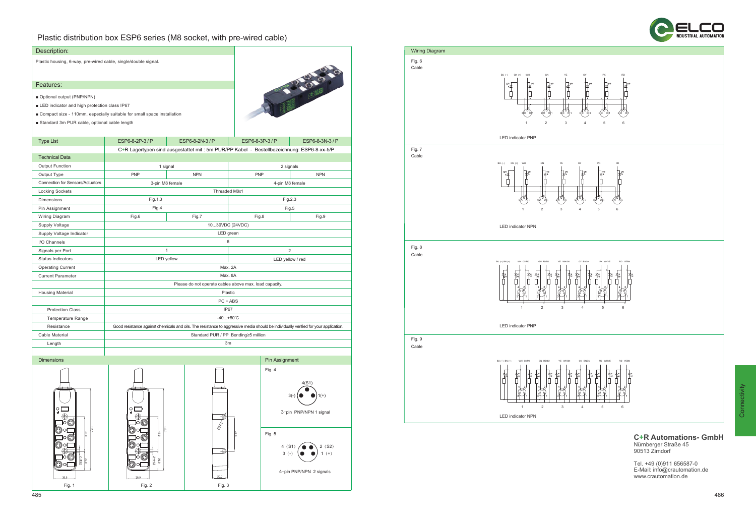# Plastic distribution box ESP6 series (M8 socket, with pre-wired cable)

## Description:

Plastic housing, 6-way, pre-wired cable, single/double signal.

## Features:

- Optional output (PNP/NPN)
- LED indicator and high protection class IP67
- Compact size - 110mm, especially suitable for small space installation
- Standard 3m PUR cable, optional cable length

| Type List | ESP6-8-2P-3 / P | ESP6-8-2N-3 / P | ESP6-8-3P-3 / P | ESP6-8-3N-3 / P |
|---|---|---|---|---|
| | C+R Lagertypen sind ausgestattet mit : 5m PUR/PP Kabel - Bestellbezeichnung: ESP6-8-xx-5/P | | | |
| **Technical Data** | | | | |
| Output Function | 1 signal | | 2 signals | |
| Output Type | PNP | NPN | PNP | NPN |
| Connection for Sensors/Actuators | 3-pin M8 female | | 4-pin M8 female | |
| Locking Sockets | Threaded M8x1 | | | |
| Dimensions | Fig.1.3 | | Fig.2,3 | |
| Pin Assignment | Fig.4 | | Fig.5 | |
| Wiring Diagram | Fig.6 | Fig.7 | Fig.8 | Fig.9 |
| Supply Voltage | 10...30VDC (24VDC) | | | |
| Supply Voltage Indicator | LED green | | | |
| I/O Channels | 6 | | | |
| Signals per Port | 1 | | 2 | |
| Status Indicators | LED yellow | | LED yellow / red | |
| Operating Current | Max. 2A | | | |
| Current Parameter | Max. 8A | | | |
| | Please do not operate cables above max. load capacity. | | | |
| Housing Material | Plastic | | | |
| | PC + ABS | | | |
| Protection Class | IP67 | | | |
| Temperature Range | -40...+80˚C | | | |
| Resistance | Good resistance against chemicals and oils. The resistance to aggressive media should be individually verified for your application. | | | |
| Cable Material | Standard PUR / PP Bending≥5 million | | | |
| Length | 3m | | | |

## Dimensions

Fig. 1

Fig. 2

Fig. 3

## Pin Assignment

Fig. 4

4(S1), 3(-), 1(+)

3-pin PNP/NPN 1 signal

Fig. 5

4 (S1), 2 (S2), 3 (-), 1 (+)

4-pin PNP/NPN 2 signals

## Wiring Diagram

Fig. 6 Cable

LED indicator PNP

Fig. 7 Cable

LED indicator NPN

Fig. 8 Cable

LED indicator PNP

Fig. 9 Cable

LED indicator NPN

**C+R Automations- GmbH**
Nürnberger Straße 45
90513 Zirndorf

Tel. +49 (0)911 656587-0
E-Mail: info@crautomation.de
www.crautomation.de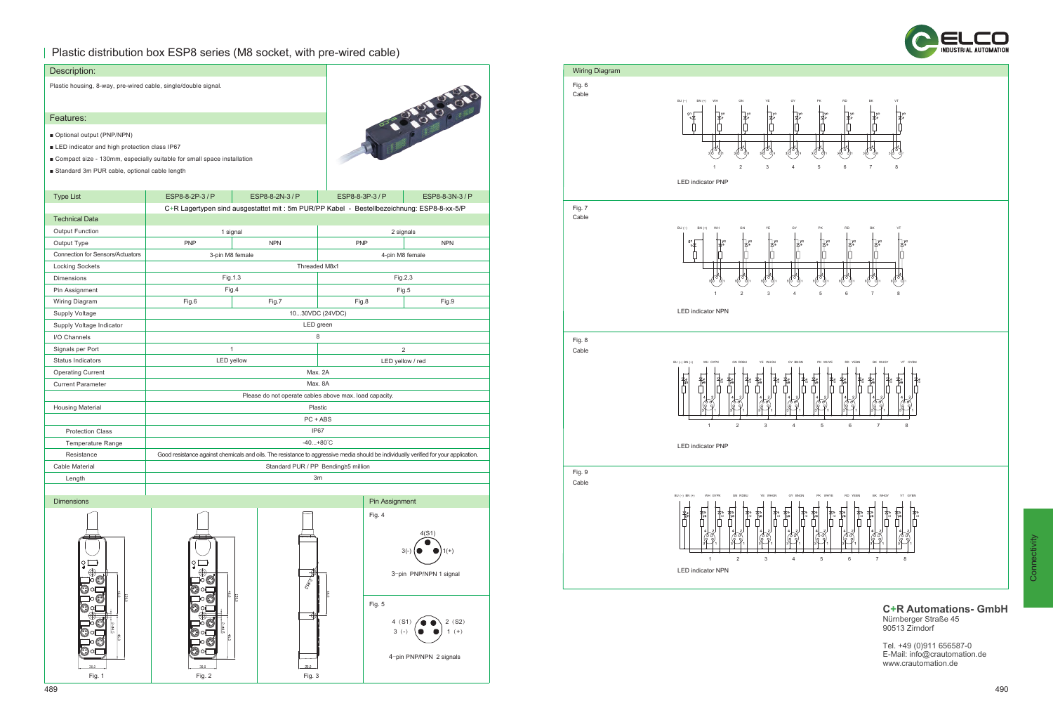# Plastic distribution box ESP8 series (M8 socket, with pre-wired cable)

## Description:

Plastic housing, 8-way, pre-wired cable, single/double signal.

## Features:

- Optional output (PNP/NPN)
- LED indicator and high protection class IP67
- Compact size - 130mm, especially suitable for small space installation
- Standard 3m PUR cable, optional cable length

| Type List | ESP8-8-2P-3 / P | ESP8-8-2N-3 / P | ESP8-8-3P-3 / P | ESP8-8-3N-3 / P |
|---|---|---|---|---|
| | C+R Lagertypen sind ausgestattet mit : 5m PUR/PP Kabel - Bestellbezeichnung: ESP8-8-xx-5/P | | | |
| **Technical Data** | | | | |
| Output Function | 1 signal | | 2 signals | |
| Output Type | PNP | NPN | PNP | NPN |
| Connection for Sensors/Actuators | 3-pin M8 female | | 4-pin M8 female | |
| Locking Sockets | Threaded M8x1 | | | |
| Dimensions | Fig.1,3 | | Fig.2,3 | |
| Pin Assignment | Fig.4 | | Fig.5 | |
| Wiring Diagram | Fig.6 | Fig.7 | Fig.8 | Fig.9 |
| Supply Voltage | 10...30VDC (24VDC) | | | |
| Supply Voltage Indicator | LED green | | | |
| I/O Channels | 8 | | | |
| Signals per Port | 1 | | 2 | |
| Status Indicators | LED yellow | | LED yellow / red | |
| Operating Current | Max. 2A | | | |
| Current Parameter | Max. 8A | | | |
| | Please do not operate cables above max. load capacity. | | | |
| Housing Material | Plastic | | | |
| | PC + ABS | | | |
| Protection Class | IP67 | | | |
| Temperature Range | -40...+80°C | | | |
| Resistance | Good resistance against chemicals and oils. The resistance to aggressive media should be individually verified for your application. | | | |
| Cable Material | Standard PUR / PP Bending≥5 million | | | |
| Length | 3m | | | |

## Dimensions

Fig. 1

Fig. 2

Fig. 3

## Pin Assignment

Fig. 4

4(S1)
3(-) 1(+)

3-pin PNP/NPN 1 signal

Fig. 5

4 (S1) 2 (S2)
3 (-) 1 (+)

4-pin PNP/NPN 2 signals

## Wiring Diagram

Fig. 6

Cable

BU (-) BN (+) WH GN YE GY PK RD BK VT

1 2 3 4 5 6 7 8

LED indicator PNP

Fig. 7

Cable

BU (-) BN (+) WH GN YE GY PK RD BK VT

1 2 3 4 5 6 7 8

LED indicator NPN

Fig. 8

Cable

BU (-) BN (+) WH GYPK GN RDBU YE WHGN GY BNGN PK WHYE RD YEBN BK WHGY VT GYBN

1 2 3 4 5 6 7 8

LED indicator PNP

Fig. 9

Cable

BU (-) BN (+) WH GYPK GN RDBU YE WHGN GY BNGN PK WHYE RD YEBN BK WHGY VT GYBN

1 2 3 4 5 6 7 8

LED indicator NPN

**C+R Automations- GmbH**
Nürnberger Straße 45
90513 Zirndorf

Tel. +49 (0)911 656587-0
E-Mail: info@crautomation.de
www.crautomation.de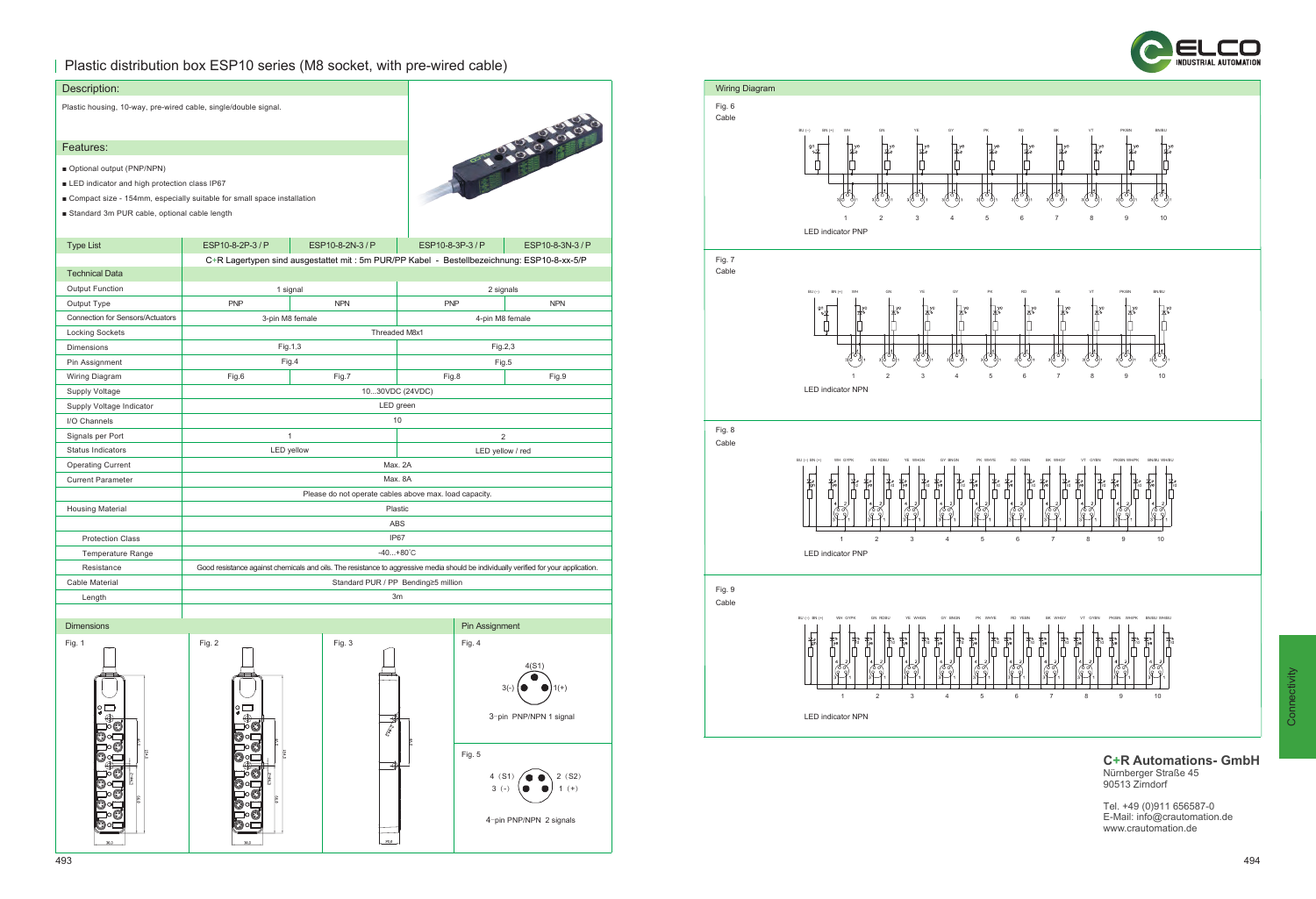# Plastic distribution box ESP10 series (M8 socket, with pre-wired cable)

## Description:

Plastic housing, 10-way, pre-wired cable, single/double signal.

## Features:

- Optional output (PNP/NPN)
- LED indicator and high protection class IP67
- Compact size - 154mm, especially suitable for small space installation
- Standard 3m PUR cable, optional cable length

| Type List | ESP10-8-2P-3 / P | ESP10-8-2N-3 / P | ESP10-8-3P-3 / P | ESP10-8-3N-3 / P |
|---|---|---|---|---|
| | C+R Lagertypen sind ausgestattet mit : 5m PUR/PP Kabel - Bestellbezeichnung: ESP10-8-xx-5/P | | | |
| **Technical Data** | | | | |
| Output Function | 1 signal | | 2 signals | |
| Output Type | PNP | NPN | PNP | NPN |
| Connection for Sensors/Actuators | 3-pin M8 female | | 4-pin M8 female | |
| Locking Sockets | Threaded M8x1 | | | |
| Dimensions | Fig.1,3 | | Fig.2,3 | |
| Pin Assignment | Fig.4 | | Fig.5 | |
| Wiring Diagram | Fig.6 | Fig.7 | Fig.8 | Fig.9 |
| Supply Voltage | 10...30VDC (24VDC) | | | |
| Supply Voltage Indicator | LED green | | | |
| I/O Channels | 10 | | | |
| Signals per Port | 1 | | 2 | |
| Status Indicators | LED yellow | | LED yellow / red | |
| Operating Current | Max. 2A | | | |
| Current Parameter | Max. 8A | | | |
| | Please do not operate cables above max. load capacity. | | | |
| Housing Material | Plastic | | | |
| | ABS | | | |
| Protection Class | IP67 | | | |
| Temperature Range | -40...+80°C | | | |
| Resistance | Good resistance against chemicals and oils. The resistance to aggressive media should be individually verified for your application. | | | |
| Cable Material | Standard PUR / PP Bending≥5 million | | | |
| Length | 3m | | | |

## Dimensions

Fig. 1

Fig. 2

Fig. 3

## Pin Assignment

Fig. 4

4(S1)
3(-) 1(+)

3-pin PNP/NPN 1 signal

Fig. 5

4 (S1) 2 (S2)
3 (-) 1 (+)

4-pin PNP/NPN 2 signals

## Wiring Diagram

Fig. 6

Cable

BU (-) BN (+) WH GN YE GY PK RD BK VT PKWH BN/BU

LED indicator PNP

Fig. 7

Cable

BU (-) BN (+) WH GN YE GY PK RD BK VT PKWH BN/BU

LED indicator NPN

Fig. 8

Cable

BU (-) BN (+) WH GYPK GN RDBU YE WHGN GY BNGN PK WHYE RD YEBN BK WHGY VT GYBN PKBN WHPK BN/BU WH/BU

LED indicator PNP

Fig. 9

Cable

BU (-) BN (+) WH GYPK GN RDBU YE WHGN GY BNGN PK WHYE RD YEBN BK WHGY VT GYBN PKBN WHPK BN/BU WH/BU

LED indicator NPN

**C+R Automations- GmbH**
Nürnberger Straße 45
90513 Zirndorf

Tel. +49 (0)911 656587-0
E-Mail: info@crautomation.de
www.crautomation.de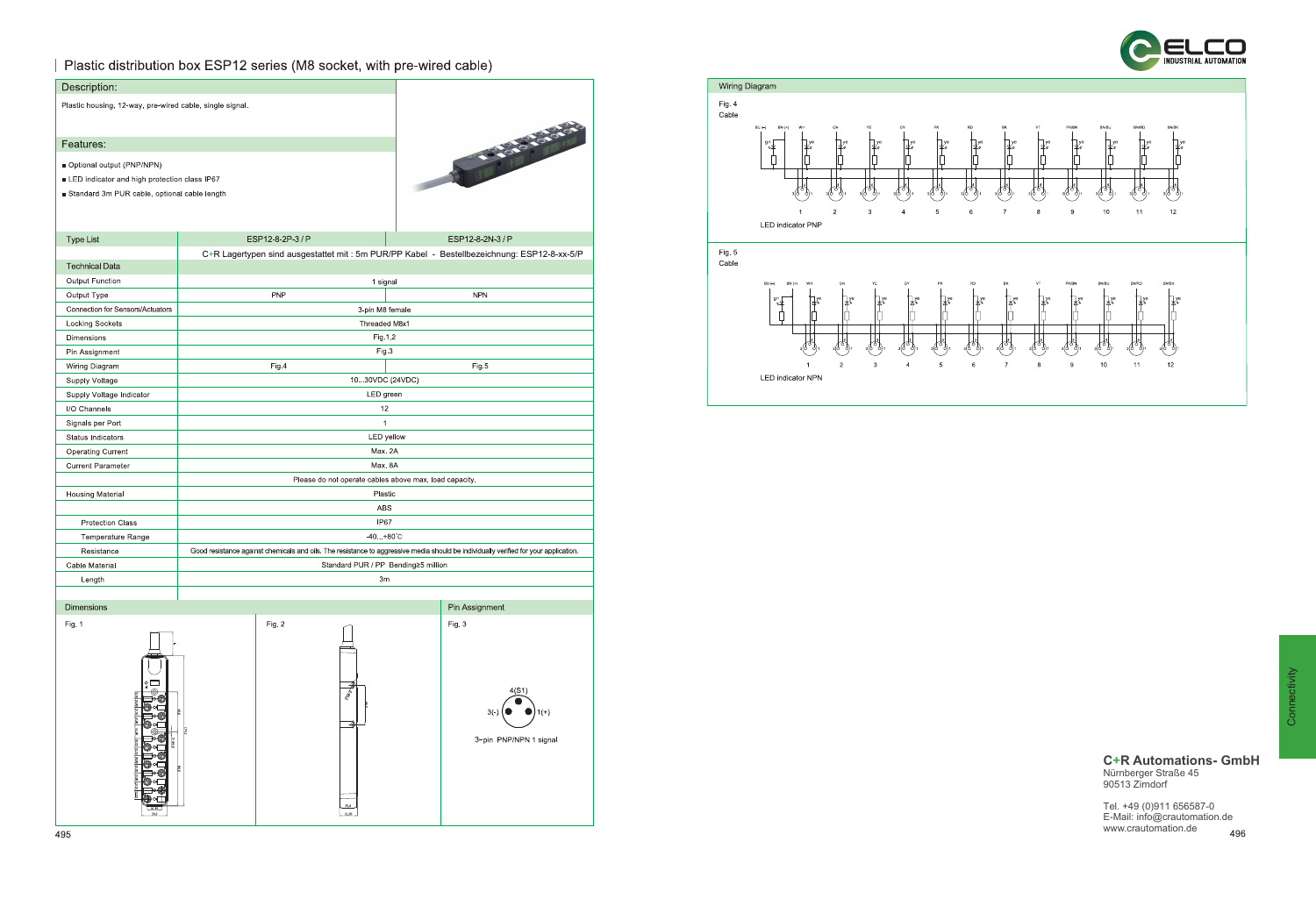# Plastic distribution box ESP12 series (M8 socket, with pre-wired cable)

## Description:

Plastic housing, 12-way, pre-wired cable, single signal.

## Features:

- Optional output (PNP/NPN)
- LED indicator and high protection class IP67
- Standard 3m PUR cable, optional cable length

| Type List | ESP12-8-2P-3 / P | ESP12-8-2N-3 / P |
|---|---|---|
| | C+R Lagertypen sind ausgestattet mit : 5m PUR/PP Kabel - Bestellbezeichnung: ESP12-8-xx-5/P | |
| **Technical Data** | | |
| Output Function | 1 signal | |
| Output Type | PNP | NPN |
| Connection for Sensors/Actuators | 3-pin M8 female | |
| Locking Sockets | Threaded M8x1 | |
| Dimensions | Fig.1,2 | |
| Pin Assignment | Fig.3 | |
| Wiring Diagram | Fig.4 | Fig.5 |
| Supply Voltage | 10...30VDC (24VDC) | |
| Supply Voltage Indicator | LED green | |
| I/O Channels | 12 | |
| Signals per Port | 1 | |
| Status Indicators | LED yellow | |
| Operating Current | Max. 2A | |
| Current Parameter | Max. 8A | |
| | Please do not operate cables above max. load capacity. | |
| Housing Material | Plastic | |
| | ABS | |
| Protection Class | IP67 | |
| Temperature Range | -40...+80°C | |
| Resistance | Good resistance against chemicals and oils. The resistance to aggressive media should be individually verified for your application. | |
| Cable Material | Standard PUR / PP Bending≥5 million | |
| Length | 3m | |

## Dimensions

Fig. 1

Fig. 2

## Pin Assignment

Fig. 3

4(S1)
3(-)
1(+)

3-pin PNP/NPN 1 signal

## Wiring Diagram

Fig. 4
Cable

BU (-) BN (+) WH GN YE GY PK RD BK VT PK/BN BN/BU BN/RD BN/BK

1 2 3 4 5 6 7 8 9 10 11 12

LED indicator PNP

Fig. 5
Cable

BU (-) BN (+) WH GN YE GY PK RD BK VT PK/BN BN/BU BN/RD BN/BK

1 2 3 4 5 6 7 8 9 10 11 12

LED indicator NPN

**C+R Automations- GmbH**
Nürnberger Straße 45
90513 Zirndorf

Tel. +49 (0)911 656587-0
E-Mail: info@crautomation.de
www.crautomation.de